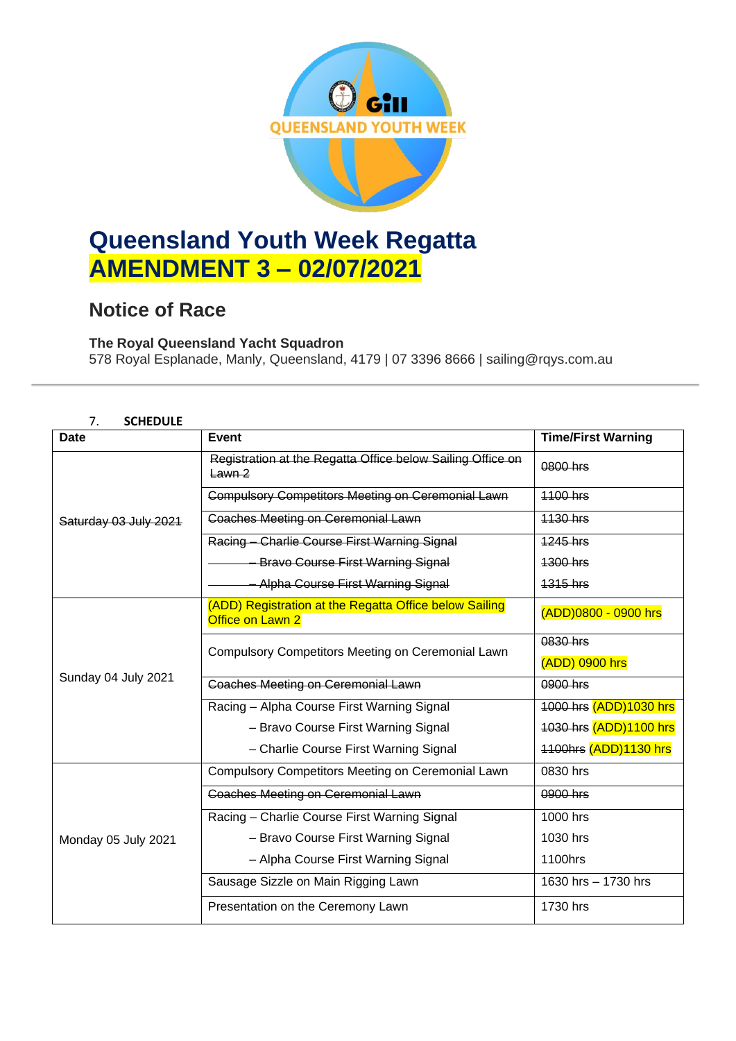# Queensland Youth Week Regatta

# AMENDMENT 3 – 02/07/2021

## Notice of Race

**The Royal Queensland Yacht Squadron**

578 Royal Esplanade, Manly, Queensland, 4179 | 07 3396 8666 | sailing@rqys.com.au

### 7. SCHEDULE

| Date | Event | Time/First Warning |
|---|---|---|
| ~~Saturday 03 July 2021~~ | ~~Registration at the Regatta Office below Sailing Office on Lawn 2~~ | ~~0800 hrs~~ |
| | ~~Compulsory Competitors Meeting on Ceremonial Lawn~~ | ~~1100 hrs~~ |
| | ~~Coaches Meeting on Ceremonial Lawn~~ | ~~1130 hrs~~ |
| | ~~Racing – Charlie Course First Warning Signal~~ | ~~1245 hrs~~ |
| | ~~– Bravo Course First Warning Signal~~ | ~~1300 hrs~~ |
| | ~~– Alpha Course First Warning Signal~~ | ~~1315 hrs~~ |
| Sunday 04 July 2021 | (ADD) Registration at the Regatta Office below Sailing Office on Lawn 2 | (ADD)0800 - 0900 hrs |
| | Compulsory Competitors Meeting on Ceremonial Lawn | ~~0830 hrs~~ (ADD) 0900 hrs |
| | ~~Coaches Meeting on Ceremonial Lawn~~ | ~~0900 hrs~~ |
| | Racing – Alpha Course First Warning Signal | ~~1000 hrs~~ (ADD)1030 hrs |
| | – Bravo Course First Warning Signal | ~~1030 hrs~~ (ADD)1100 hrs |
| | – Charlie Course First Warning Signal | ~~1100hrs~~ (ADD)1130 hrs |
| Monday 05 July 2021 | Compulsory Competitors Meeting on Ceremonial Lawn | 0830 hrs |
| | ~~Coaches Meeting on Ceremonial Lawn~~ | ~~0900 hrs~~ |
| | Racing – Charlie Course First Warning Signal | 1000 hrs |
| | – Bravo Course First Warning Signal | 1030 hrs |
| | – Alpha Course First Warning Signal | 1100hrs |
| | Sausage Sizzle on Main Rigging Lawn | 1630 hrs – 1730 hrs |
| | Presentation on the Ceremony Lawn | 1730 hrs |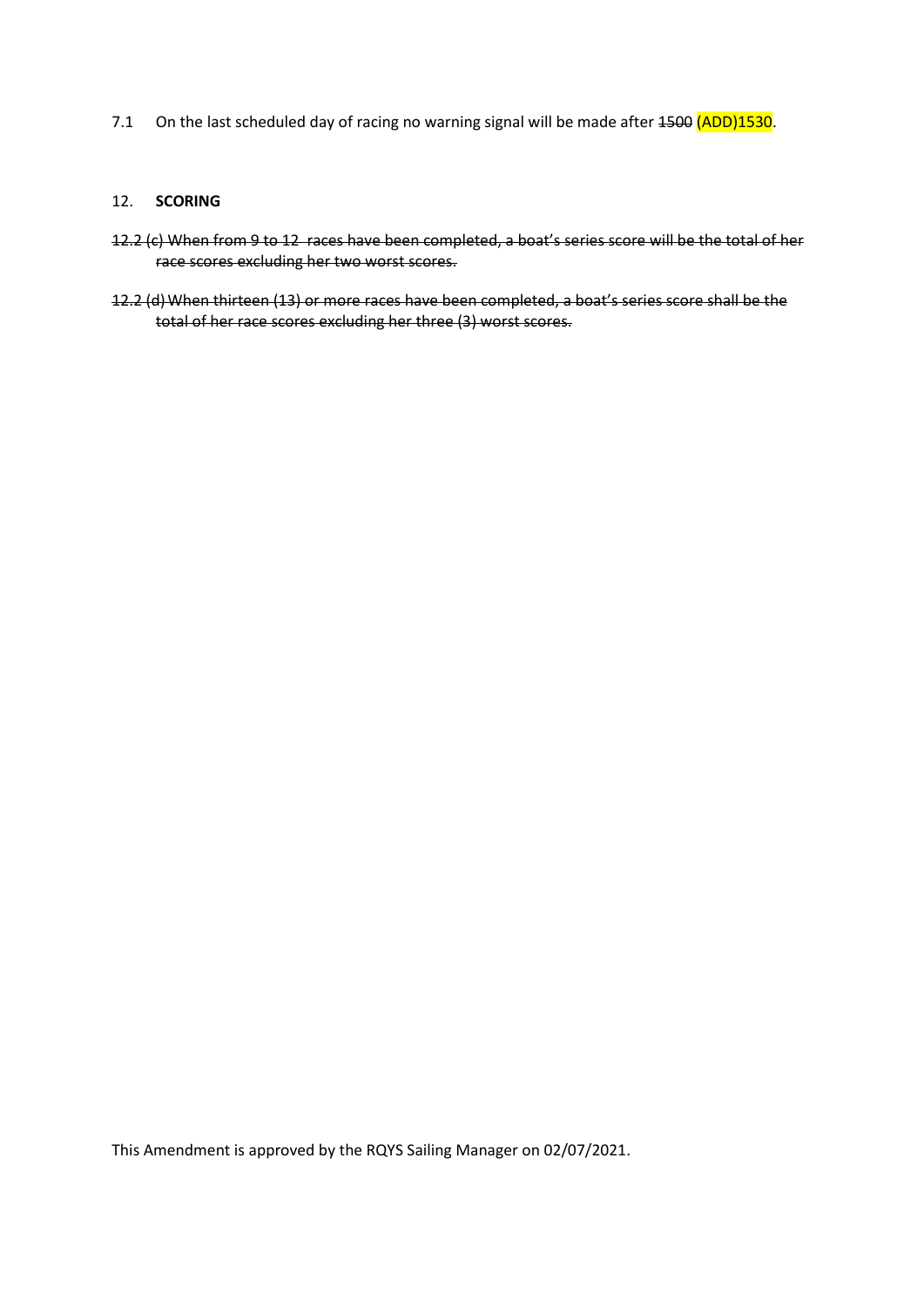7.1 On the last scheduled day of racing no warning signal will be made after ~~1500~~ (ADD)1530.

12. **SCORING**

~~12.2 (c) When from 9 to 12 races have been completed, a boat's series score will be the total of her race scores excluding her two worst scores.~~

~~12.2 (d) When thirteen (13) or more races have been completed, a boat's series score shall be the total of her race scores excluding her three (3) worst scores.~~

This Amendment is approved by the RQYS Sailing Manager on 02/07/2021.